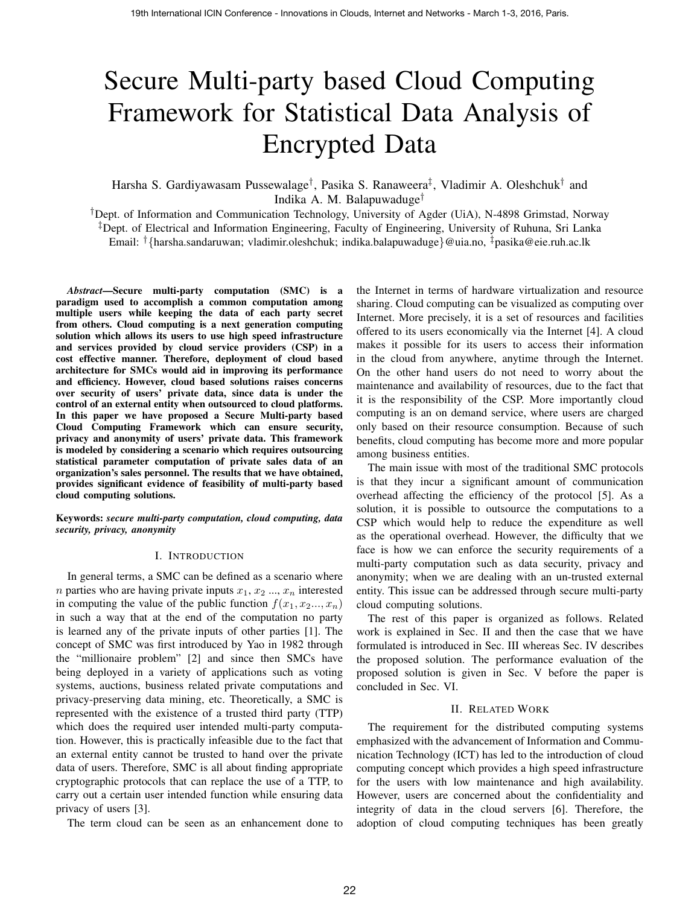# Secure Multi-party based Cloud Computing Framework for Statistical Data Analysis of Encrypted Data

Harsha S. Gardiyawasam Pussewalage[†], Pasika S. Ranaweera[‡], Vladimir A. Oleshchuk[†] and Indika A. M. Balapuwaduge[†]

[†]Dept. of Information and Communication Technology, University of Agder (UiA), N-4898 Grimstad, Norway

[‡]Dept. of Electrical and Information Engineering, Faculty of Engineering, University of Ruhuna, Sri Lanka

Email: [†]{harsha.sandaruwan; vladimir.oleshchuk; indika.balapuwaduge}@uia.no, [‡]pasika@eie.ruh.ac.lk

***Abstract*—Secure multi-party computation (SMC) is a paradigm used to accomplish a common computation among multiple users while keeping the data of each party secret from others. Cloud computing is a next generation computing solution which allows its users to use high speed infrastructure and services provided by cloud service providers (CSP) in a cost effective manner. Therefore, deployment of cloud based architecture for SMCs would aid in improving its performance and efficiency. However, cloud based solutions raises concerns over security of users' private data, since data is under the control of an external entity when outsourced to cloud platforms. In this paper we have proposed a Secure Multi-party based Cloud Computing Framework which can ensure security, privacy and anonymity of users' private data. This framework is modeled by considering a scenario which requires outsourcing statistical parameter computation of private sales data of an organization's sales personnel. The results that we have obtained, provides significant evidence of feasibility of multi-party based cloud computing solutions.**

**Keywords:** ***secure multi-party computation, cloud computing, data security, privacy, anonymity***

## I. Introduction

In general terms, a SMC can be defined as a scenario where $n$ parties who are having private inputs $x_1, x_2 ..., x_n$ interested in computing the value of the public function $f(x_1, x_2..., x_n)$ in such a way that at the end of the computation no party is learned any of the private inputs of other parties [1]. The concept of SMC was first introduced by Yao in 1982 through the "millionaire problem" [2] and since then SMCs have being deployed in a variety of applications such as voting systems, auctions, business related private computations and privacy-preserving data mining, etc. Theoretically, a SMC is represented with the existence of a trusted third party (TTP) which does the required user intended multi-party computation. However, this is practically infeasible due to the fact that an external entity cannot be trusted to hand over the private data of users. Therefore, SMC is all about finding appropriate cryptographic protocols that can replace the use of a TTP, to carry out a certain user intended function while ensuring data privacy of users [3].

The term cloud can be seen as an enhancement done to the Internet in terms of hardware virtualization and resource sharing. Cloud computing can be visualized as computing over Internet. More precisely, it is a set of resources and facilities offered to its users economically via the Internet [4]. A cloud makes it possible for its users to access their information in the cloud from anywhere, anytime through the Internet. On the other hand users do not need to worry about the maintenance and availability of resources, due to the fact that it is the responsibility of the CSP. More importantly cloud computing is an on demand service, where users are charged only based on their resource consumption. Because of such benefits, cloud computing has become more and more popular among business entities.

The main issue with most of the traditional SMC protocols is that they incur a significant amount of communication overhead affecting the efficiency of the protocol [5]. As a solution, it is possible to outsource the computations to a CSP which would help to reduce the expenditure as well as the operational overhead. However, the difficulty that we face is how we can enforce the security requirements of a multi-party computation such as data security, privacy and anonymity; when we are dealing with an un-trusted external entity. This issue can be addressed through secure multi-party cloud computing solutions.

The rest of this paper is organized as follows. Related work is explained in Sec. II and then the case that we have formulated is introduced in Sec. III whereas Sec. IV describes the proposed solution. The performance evaluation of the proposed solution is given in Sec. V before the paper is concluded in Sec. VI.

## II. Related Work

The requirement for the distributed computing systems emphasized with the advancement of Information and Communication Technology (ICT) has led to the introduction of cloud computing concept which provides a high speed infrastructure for the users with low maintenance and high availability. However, users are concerned about the confidentiality and integrity of data in the cloud servers [6]. Therefore, the adoption of cloud computing techniques has been greatly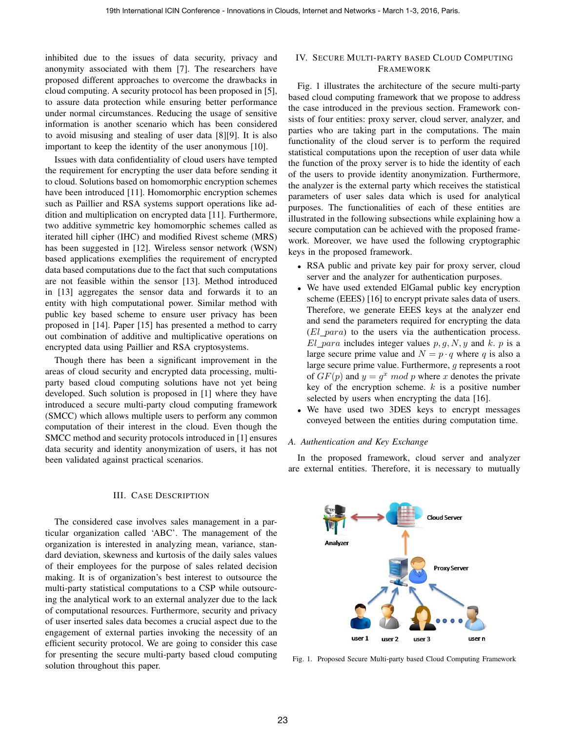inhibited due to the issues of data security, privacy and anonymity associated with them [7]. The researchers have proposed different approaches to overcome the drawbacks in cloud computing. A security protocol has been proposed in [5], to assure data protection while ensuring better performance under normal circumstances. Reducing the usage of sensitive information is another scenario which has been considered to avoid misusing and stealing of user data [8][9]. It is also important to keep the identity of the user anonymous [10].

Issues with data confidentiality of cloud users have tempted the requirement for encrypting the user data before sending it to cloud. Solutions based on homomorphic encryption schemes have been introduced [11]. Homomorphic encryption schemes such as Paillier and RSA systems support operations like addition and multiplication on encrypted data [11]. Furthermore, two additive symmetric key homomorphic schemes called as iterated hill cipher (IHC) and modified Rivest scheme (MRS) has been suggested in [12]. Wireless sensor network (WSN) based applications exemplifies the requirement of encrypted data based computations due to the fact that such computations are not feasible within the sensor [13]. Method introduced in [13] aggregates the sensor data and forwards it to an entity with high computational power. Similar method with public key based scheme to ensure user privacy has been proposed in [14]. Paper [15] has presented a method to carry out combination of additive and multiplicative operations on encrypted data using Paillier and RSA cryptosystems.

Though there has been a significant improvement in the areas of cloud security and encrypted data processing, multi-party based cloud computing solutions have not yet being developed. Such solution is proposed in [1] where they have introduced a secure multi-party cloud computing framework (SMCC) which allows multiple users to perform any common computation of their interest in the cloud. Even though the SMCC method and security protocols introduced in [1] ensures data security and identity anonymization of users, it has not been validated against practical scenarios.

## III. Case Description

The considered case involves sales management in a particular organization called 'ABC'. The management of the organization is interested in analyzing mean, variance, standard deviation, skewness and kurtosis of the daily sales values of their employees for the purpose of sales related decision making. It is of organization's best interest to outsource the multi-party statistical computations to a CSP while outsourcing the analytical work to an external analyzer due to the lack of computational resources. Furthermore, security and privacy of user inserted sales data becomes a crucial aspect due to the engagement of external parties invoking the necessity of an efficient security protocol. We are going to consider this case for presenting the secure multi-party based cloud computing solution throughout this paper.

## IV. Secure Multi-party based Cloud Computing Framework

Fig. 1 illustrates the architecture of the secure multi-party based cloud computing framework that we propose to address the case introduced in the previous section. Framework consists of four entities: proxy server, cloud server, analyzer, and parties who are taking part in the computations. The main functionality of the cloud server is to perform the required statistical computations upon the reception of user data while the function of the proxy server is to hide the identity of each of the users to provide identity anonymization. Furthermore, the analyzer is the external party which receives the statistical parameters of user sales data which is used for analytical purposes. The functionalities of each of these entities are illustrated in the following subsections while explaining how a secure computation can be achieved with the proposed framework. Moreover, we have used the following cryptographic keys in the proposed framework.

- RSA public and private key pair for proxy server, cloud server and the analyzer for authentication purposes.
- We have used extended ElGamal public key encryption scheme (EEES) [16] to encrypt private sales data of users. Therefore, we generate EEES keys at the analyzer end and send the parameters required for encrypting the data ($El\_para$) to the users via the authentication process. $El\_para$ includes integer values $p, g, N, y$ and $k$. $p$ is a large secure prime value and $N = p \cdot q$ where $q$ is also a large secure prime value. Furthermore, $g$ represents a root of $GF(p)$ and $y = g^x \ mod \ p$ where $x$ denotes the private key of the encryption scheme. $k$ is a positive number selected by users when encrypting the data [16].
- We have used two 3DES keys to encrypt messages conveyed between the entities during computation time.

### A. Authentication and Key Exchange

In the proposed framework, cloud server and analyzer are external entities. Therefore, it is necessary to mutually

Fig. 1. Proposed Secure Multi-party based Cloud Computing Framework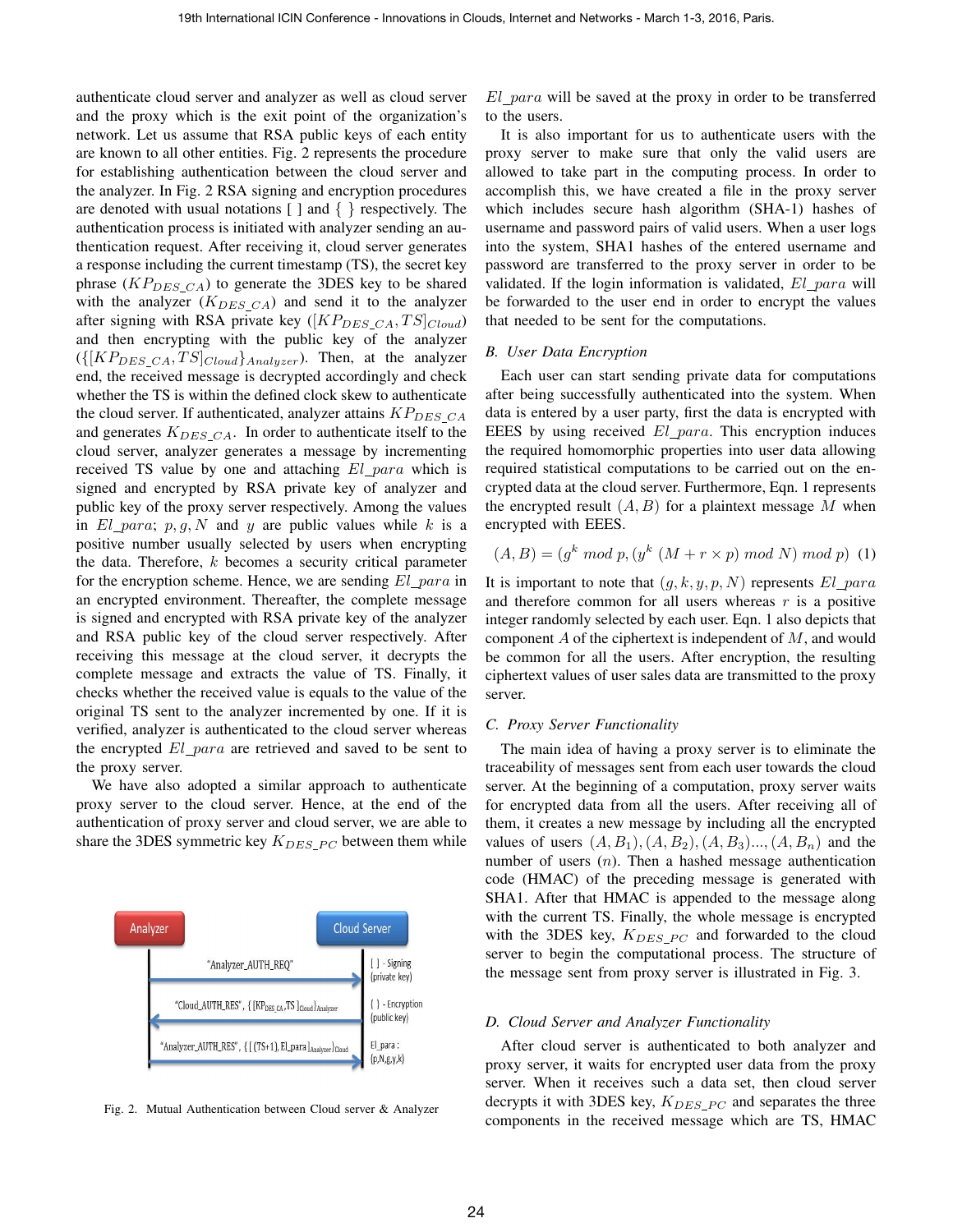authenticate cloud server and analyzer as well as cloud server and the proxy which is the exit point of the organization's network. Let us assume that RSA public keys of each entity are known to all other entities. Fig. 2 represents the procedure for establishing authentication between the cloud server and the analyzer. In Fig. 2 RSA signing and encryption procedures are denoted with usual notations [ ] and { } respectively. The authentication process is initiated with analyzer sending an authentication request. After receiving it, cloud server generates a response including the current timestamp (TS), the secret key phrase ($KP_{DES\_CA}$) to generate the 3DES key to be shared with the analyzer ($K_{DES\_CA}$) and send it to the analyzer after signing with RSA private key ($[KP_{DES\_CA}, TS]_{Cloud}$) and then encrypting with the public key of the analyzer ($\{[KP_{DES\_CA}, TS]_{Cloud}\}_{Analyzer}$). Then, at the analyzer end, the received message is decrypted accordingly and check whether the TS is within the defined clock skew to authenticate the cloud server. If authenticated, analyzer attains $KP_{DES\_CA}$ and generates $K_{DES\_CA}$. In order to authenticate itself to the cloud server, analyzer generates a message by incrementing received TS value by one and attaching $El\_para$ which is signed and encrypted by RSA private key of analyzer and public key of the proxy server respectively. Among the values in $El\_para$; $p, g, N$ and $y$ are public values while $k$ is a positive number usually selected by users when encrypting the data. Therefore, $k$ becomes a security critical parameter for the encryption scheme. Hence, we are sending $El\_para$ in an encrypted environment. Thereafter, the complete message is signed and encrypted with RSA private key of the analyzer and RSA public key of the cloud server respectively. After receiving this message at the cloud server, it decrypts the complete message and extracts the value of TS. Finally, it checks whether the received value is equals to the value of the original TS sent to the analyzer incremented by one. If it is verified, analyzer is authenticated to the cloud server whereas the encrypted $El\_para$ are retrieved and saved to be sent to the proxy server.

We have also adopted a similar approach to authenticate proxy server to the cloud server. Hence, at the end of the authentication of proxy server and cloud server, we are able to share the 3DES symmetric key $K_{DES\_PC}$ between them while $El\_para$ will be saved at the proxy in order to be transferred to the users.

Fig. 2. Mutual Authentication between Cloud server & Analyzer

It is also important for us to authenticate users with the proxy server to make sure that only the valid users are allowed to take part in the computing process. In order to accomplish this, we have created a file in the proxy server which includes secure hash algorithm (SHA-1) hashes of username and password pairs of valid users. When a user logs into the system, SHA1 hashes of the entered username and password are transferred to the proxy server in order to be validated. If the login information is validated, $El\_para$ will be forwarded to the user end in order to encrypt the values that needed to be sent for the computations.

### B. User Data Encryption

Each user can start sending private data for computations after being successfully authenticated into the system. When data is entered by a user party, first the data is encrypted with EEES by using received $El\_para$. This encryption induces the required homomorphic properties into user data allowing required statistical computations to be carried out on the encrypted data at the cloud server. Furthermore, Eqn. 1 represents the encrypted result $(A, B)$ for a plaintext message $M$ when encrypted with EEES.

$$(A, B) = (g^k \bmod p, (y^k \ (M + r \times p) \bmod N) \bmod p) \quad (1)$$

It is important to note that $(g, k, y, p, N)$ represents $El\_para$ and therefore common for all users whereas $r$ is a positive integer randomly selected by each user. Eqn. 1 also depicts that component $A$ of the ciphertext is independent of $M$, and would be common for all the users. After encryption, the resulting ciphertext values of user sales data are transmitted to the proxy server.

### C. Proxy Server Functionality

The main idea of having a proxy server is to eliminate the traceability of messages sent from each user towards the cloud server. At the beginning of a computation, proxy server waits for encrypted data from all the users. After receiving all of them, it creates a new message by including all the encrypted values of users $(A, B_1), (A, B_2), (A, B_3)..., (A, B_n)$ and the number of users ($n$). Then a hashed message authentication code (HMAC) of the preceding message is generated with SHA1. After that HMAC is appended to the message along with the current TS. Finally, the whole message is encrypted with the 3DES key, $K_{DES\_PC}$ and forwarded to the cloud server to begin the computational process. The structure of the message sent from proxy server is illustrated in Fig. 3.

### D. Cloud Server and Analyzer Functionality

After cloud server is authenticated to both analyzer and proxy server, it waits for encrypted user data from the proxy server. When it receives such a data set, then cloud server decrypts it with 3DES key, $K_{DES\_PC}$ and separates the three components in the received message which are TS, HMAC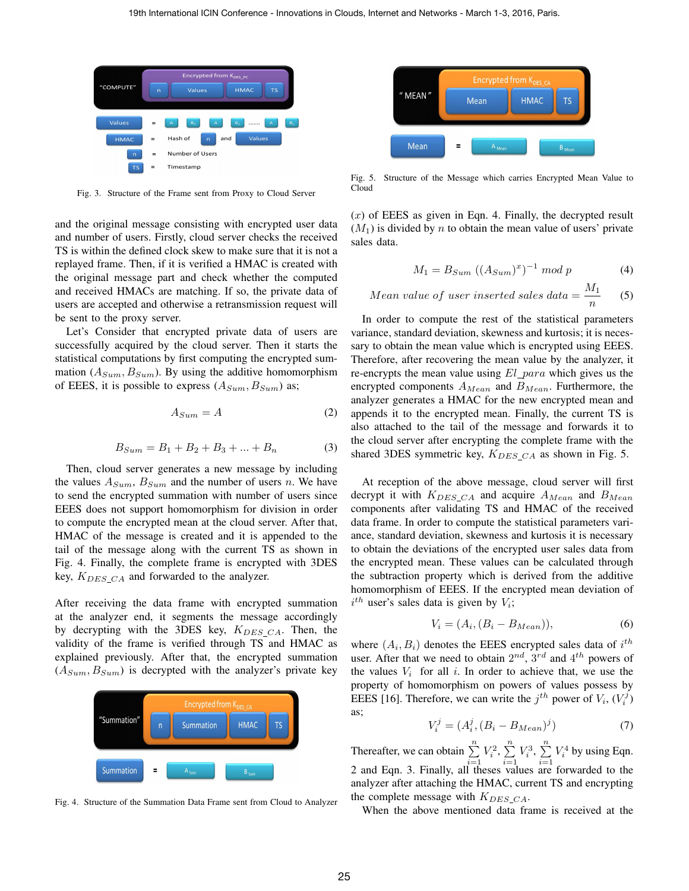Fig. 3. Structure of the Frame sent from Proxy to Cloud Server

and the original message consisting with encrypted user data and number of users. Firstly, cloud server checks the received TS is within the defined clock skew to make sure that it is not a replayed frame. Then, if it is verified a HMAC is created with the original message part and check whether the computed and received HMACs are matching. If so, the private data of users are accepted and otherwise a retransmission request will be sent to the proxy server.

Let's Consider that encrypted private data of users are successfully acquired by the cloud server. Then it starts the statistical computations by first computing the encrypted summation $(A_{Sum}, B_{Sum})$. By using the additive homomorphism of EEES, it is possible to express $(A_{Sum}, B_{Sum})$ as;

$$A_{Sum} = A \tag{2}$$

$$B_{Sum} = B_1 + B_2 + B_3 + ... + B_n \tag{3}$$

Then, cloud server generates a new message by including the values $A_{Sum}$, $B_{Sum}$ and the number of users $n$. We have to send the encrypted summation with number of users since EEES does not support homomorphism for division in order to compute the encrypted mean at the cloud server. After that, HMAC of the message is created and it is appended to the tail of the message along with the current TS as shown in Fig. 4. Finally, the complete frame is encrypted with 3DES key, $K_{DES\_CA}$ and forwarded to the analyzer.

After receiving the data frame with encrypted summation at the analyzer end, it segments the message accordingly by decrypting with the 3DES key, $K_{DES\_CA}$. Then, the validity of the frame is verified through TS and HMAC as explained previously. After that, the encrypted summation $(A_{Sum}, B_{Sum})$ is decrypted with the analyzer's private key ($x$) of EEES as given in Eqn. 4. Finally, the decrypted result ($M_1$) is divided by $n$ to obtain the mean value of users' private sales data.

Fig. 4. Structure of the Summation Data Frame sent from Cloud to Analyzer

Fig. 5. Structure of the Message which carries Encrypted Mean Value to Cloud

$$M_1 = B_{Sum} \left( (A_{Sum})^x \right)^{-1} \, mod \, p \tag{4}$$

$$Mean \; value \; of \; user \; inserted \; sales \; data = \frac{M_1}{n} \tag{5}$$

In order to compute the rest of the statistical parameters variance, standard deviation, skewness and kurtosis; it is necessary to obtain the mean value which is encrypted using EEES. Therefore, after recovering the mean value by the analyzer, it re-encrypts the mean value using $El\_para$ which gives us the encrypted components $A_{Mean}$ and $B_{Mean}$. Furthermore, the analyzer generates a HMAC for the new encrypted mean and appends it to the encrypted mean. Finally, the current TS is also attached to the tail of the message and forwards it to the cloud server after encrypting the complete frame with the shared 3DES symmetric key, $K_{DES\_CA}$ as shown in Fig. 5.

At reception of the above message, cloud server will first decrypt it with $K_{DES\_CA}$ and acquire $A_{Mean}$ and $B_{Mean}$ components after validating TS and HMAC of the received data frame. In order to compute the statistical parameters variance, standard deviation, skewness and kurtosis it is necessary to obtain the deviations of the encrypted user sales data from the encrypted mean. These values can be calculated through the subtraction property which is derived from the additive homomorphism of EEES. If the encrypted mean deviation of $i^{th}$ user's sales data is given by $V_i$;

$$V_i = (A_i, (B_i - B_{Mean})), \tag{6}$$

where $(A_i, B_i)$ denotes the EEES encrypted sales data of $i^{th}$ user. After that we need to obtain $2^{nd}$, $3^{rd}$ and $4^{th}$ powers of the values $V_i$ for all $i$. In order to achieve that, we use the property of homomorphism on powers of values possess by EEES [16]. Therefore, we can write the $j^{th}$ power of $V_i$, $(V_i^j)$ as;

$$V_i^j = (A_i^j, (B_i - B_{Mean})^j) \tag{7}$$

Thereafter, we can obtain $\sum_{i=1}^{n} V_i^2$, $\sum_{i=1}^{n} V_i^3$, $\sum_{i=1}^{n} V_i^4$ by using Eqn. 2 and Eqn. 3. Finally, all theses values are forwarded to the analyzer after attaching the HMAC, current TS and encrypting the complete message with $K_{DES\_CA}$.

When the above mentioned data frame is received at the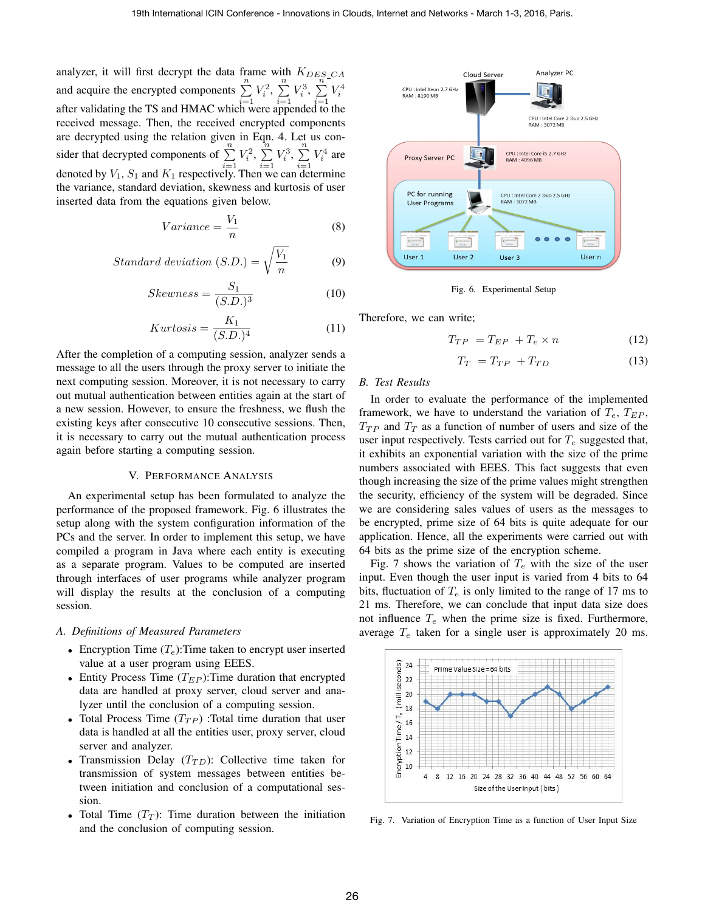analyzer, it will first decrypt the data frame with $K_{DES\_CA}$ and acquire the encrypted components $\sum_{i=1}^{n} V_i^2$, $\sum_{i=1}^{n} V_i^3$, $\sum_{i=1}^{n} V_i^4$ after validating the TS and HMAC which were appended to the received message. Then, the received encrypted components are decrypted using the relation given in Eqn. 4. Let us consider that decrypted components of $\sum_{i=1}^{n} V_i^2$, $\sum_{i=1}^{n} V_i^3$, $\sum_{i=1}^{n} V_i^4$ are denoted by $V_1$, $S_1$ and $K_1$ respectively. Then we can determine the variance, standard deviation, skewness and kurtosis of user inserted data from the equations given below.

$$Variance = \frac{V_1}{n} \tag{8}$$

$$Standard\ deviation\ (S.D.) = \sqrt{\frac{V_1}{n}} \tag{9}$$

$$Skewness = \frac{S_1}{(S.D.)^3} \tag{10}$$

$$Kurtosis = \frac{K_1}{(S.D.)^4} \tag{11}$$

After the completion of a computing session, analyzer sends a message to all the users through the proxy server to initiate the next computing session. Moreover, it is not necessary to carry out mutual authentication between entities again at the start of a new session. However, to ensure the freshness, we flush the existing keys after consecutive 10 consecutive sessions. Then, it is necessary to carry out the mutual authentication process again before starting a computing session.

## V. Performance Analysis

An experimental setup has been formulated to analyze the performance of the proposed framework. Fig. 6 illustrates the setup along with the system configuration information of the PCs and the server. In order to implement this setup, we have compiled a program in Java where each entity is executing as a separate program. Values to be computed are inserted through interfaces of user programs while analyzer program will display the results at the conclusion of a computing session.

### A. Definitions of Measured Parameters

- Encryption Time ($T_e$):Time taken to encrypt user inserted value at a user program using EEES.
- Entity Process Time ($T_{EP}$):Time duration that encrypted data are handled at proxy server, cloud server and analyzer until the conclusion of a computing session.
- Total Process Time ($T_{TP}$) :Total time duration that user data is handled at all the entities user, proxy server, cloud server and analyzer.
- Transmission Delay ($T_{TD}$): Collective time taken for transmission of system messages between entities between initiation and conclusion of a computational session.
- Total Time ($T_T$): Time duration between the initiation and the conclusion of computing session.

Fig. 6. Experimental Setup

Therefore, we can write;

$$T_{TP} = T_{EP} + T_e \times n \tag{12}$$

$$T_T = T_{TP} + T_{TD} \tag{13}$$

### B. Test Results

In order to evaluate the performance of the implemented framework, we have to understand the variation of $T_e$, $T_{EP}$, $T_{TP}$ and $T_T$ as a function of number of users and size of the user input respectively. Tests carried out for $T_e$ suggested that, it exhibits an exponential variation with the size of the prime numbers associated with EEES. This fact suggests that even though increasing the size of the prime values might strengthen the security, efficiency of the system will be degraded. Since we are considering sales values of users as the messages to be encrypted, prime size of 64 bits is quite adequate for our application. Hence, all the experiments were carried out with 64 bits as the prime size of the encryption scheme.

Fig. 7 shows the variation of $T_e$ with the size of the user input. Even though the user input is varied from 4 bits to 64 bits, fluctuation of $T_e$ is only limited to the range of 17 ms to 21 ms. Therefore, we can conclude that input data size does not influence $T_e$ when the prime size is fixed. Furthermore, average $T_e$ taken for a single user is approximately 20 ms.

Fig. 7. Variation of Encryption Time as a function of User Input Size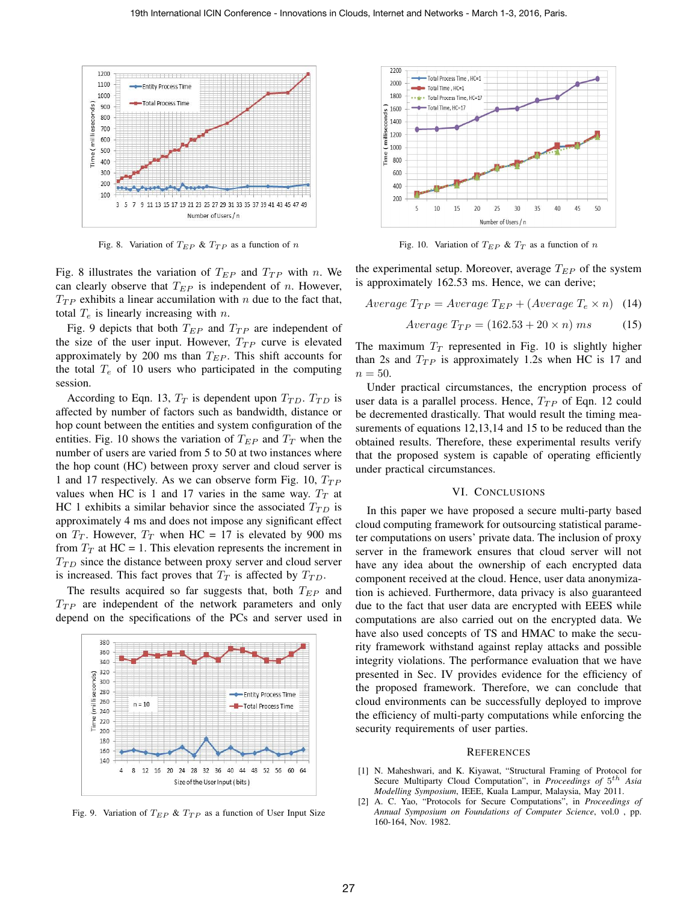Fig. 8. Variation of $T_{EP}$ & $T_{TP}$ as a function of $n$

Fig. 10. Variation of $T_{EP}$ & $T_T$ as a function of $n$

Fig. 8 illustrates the variation of $T_{EP}$ and $T_{TP}$ with $n$. We can clearly observe that $T_{EP}$ is independent of $n$. However, $T_{TP}$ exhibits a linear accumulation with $n$ due to the fact that, total $T_e$ is linearly increasing with $n$.

Fig. 9 depicts that both $T_{EP}$ and $T_{TP}$ are independent of the size of the user input. However, $T_{TP}$ curve is elevated approximately by 200 ms than $T_{EP}$. This shift accounts for the total $T_e$ of 10 users who participated in the computing session.

According to Eqn. 13, $T_T$ is dependent upon $T_{TD}$. $T_{TD}$ is affected by number of factors such as bandwidth, distance or hop count between the entities and system configuration of the entities. Fig. 10 shows the variation of $T_{EP}$ and $T_T$ when the number of users are varied from 5 to 50 at two instances where the hop count (HC) between proxy server and cloud server is 1 and 17 respectively. As we can observe form Fig. 10, $T_{TP}$ values when HC is 1 and 17 varies in the same way. $T_T$ at HC 1 exhibits a similar behavior since the associated $T_{TD}$ is approximately 4 ms and does not impose any significant effect on $T_T$. However, $T_T$ when HC = 17 is elevated by 900 ms from $T_T$ at HC = 1. This elevation represents the increment in $T_{TD}$ since the distance between proxy server and cloud server is increased. This fact proves that $T_T$ is affected by $T_{TD}$.

The results acquired so far suggests that, both $T_{EP}$ and $T_{TP}$ are independent of the network parameters and only depend on the specifications of the PCs and server used in the experimental setup. Moreover, average $T_{EP}$ of the system is approximately 162.53 ms. Hence, we can derive;

$$Average\ T_{TP} = Average\ T_{EP} + (Average\ T_e \times n) \quad (14)$$

$$Average\ T_{TP} = (162.53 + 20 \times n)\ ms \quad (15)$$

The maximum $T_T$ represented in Fig. 10 is slightly higher than 2s and $T_{TP}$ is approximately 1.2s when HC is 17 and $n = 50$.

Under practical circumstances, the encryption process of user data is a parallel process. Hence, $T_{TP}$ of Eqn. 12 could be decremented drastically. That would result the timing measurements of equations 12,13,14 and 15 to be reduced than the obtained results. Therefore, these experimental results verify that the proposed system is capable of operating efficiently under practical circumstances.

Fig. 9. Variation of $T_{EP}$ & $T_{TP}$ as a function of User Input Size

## VI. Conclusions

In this paper we have proposed a secure multi-party based cloud computing framework for outsourcing statistical parameter computations on users' private data. The inclusion of proxy server in the framework ensures that cloud server will not have any idea about the ownership of each encrypted data component received at the cloud. Hence, user data anonymization is achieved. Furthermore, data privacy is also guaranteed due to the fact that user data are encrypted with EEES while computations are also carried out on the encrypted data. We have also used concepts of TS and HMAC to make the security framework withstand against replay attacks and possible integrity violations. The performance evaluation that we have presented in Sec. IV provides evidence for the efficiency of the proposed framework. Therefore, we can conclude that cloud environments can be successfully deployed to improve the efficiency of multi-party computations while enforcing the security requirements of user parties.

## References

[1] N. Maheshwari, and K. Kiyawat, "Structural Framing of Protocol for Secure Multiparty Cloud Computation", in *Proceedings of* $5^{th}$ *Asia Modelling Symposium*, IEEE, Kuala Lampur, Malaysia, May 2011.

[2] A. C. Yao, "Protocols for Secure Computations", in *Proceedings of Annual Symposium on Foundations of Computer Science*, vol.0 , pp. 160-164, Nov. 1982.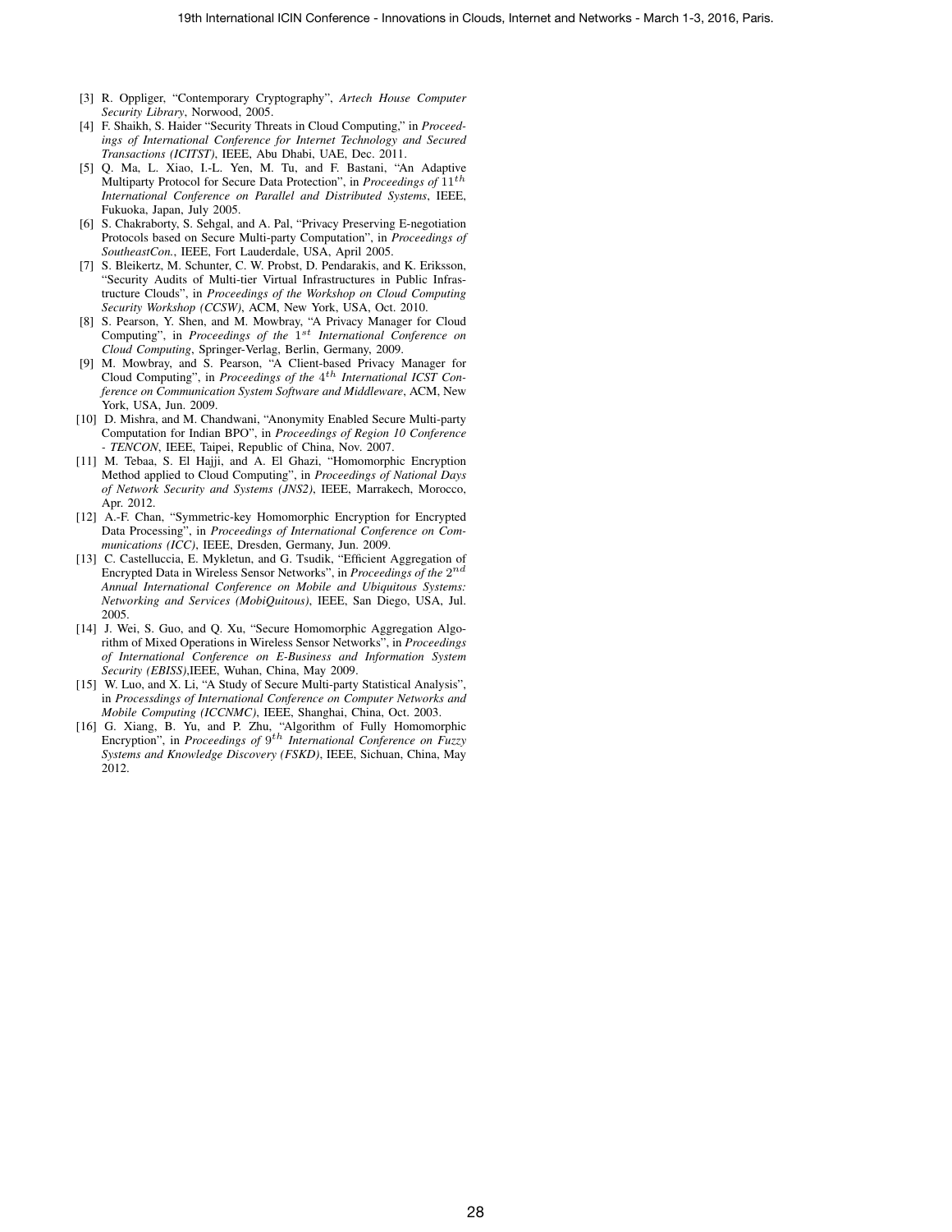[3] R. Oppliger, "Contemporary Cryptography", *Artech House Computer Security Library*, Norwood, 2005.

[4] F. Shaikh, S. Haider "Security Threats in Cloud Computing," in *Proceedings of International Conference for Internet Technology and Secured Transactions (ICITST)*, IEEE, Abu Dhabi, UAE, Dec. 2011.

[5] Q. Ma, L. Xiao, I.-L. Yen, M. Tu, and F. Bastani, "An Adaptive Multiparty Protocol for Secure Data Protection", in *Proceedings of $11^{th}$ International Conference on Parallel and Distributed Systems*, IEEE, Fukuoka, Japan, July 2005.

[6] S. Chakraborty, S. Sehgal, and A. Pal, "Privacy Preserving E-negotiation Protocols based on Secure Multi-party Computation", in *Proceedings of SoutheastCon.*, IEEE, Fort Lauderdale, USA, April 2005.

[7] S. Bleikertz, M. Schunter, C. W. Probst, D. Pendarakis, and K. Eriksson, "Security Audits of Multi-tier Virtual Infrastructures in Public Infrastructure Clouds", in *Proceedings of the Workshop on Cloud Computing Security Workshop (CCSW)*, ACM, New York, USA, Oct. 2010.

[8] S. Pearson, Y. Shen, and M. Mowbray, "A Privacy Manager for Cloud Computing", in *Proceedings of the $1^{st}$ International Conference on Cloud Computing*, Springer-Verlag, Berlin, Germany, 2009.

[9] M. Mowbray, and S. Pearson, "A Client-based Privacy Manager for Cloud Computing", in *Proceedings of the $4^{th}$ International ICST Conference on Communication System Software and Middleware*, ACM, New York, USA, Jun. 2009.

[10] D. Mishra, and M. Chandwani, "Anonymity Enabled Secure Multi-party Computation for Indian BPO", in *Proceedings of Region 10 Conference - TENCON*, IEEE, Taipei, Republic of China, Nov. 2007.

[11] M. Tebaa, S. El Hajji, and A. El Ghazi, "Homomorphic Encryption Method applied to Cloud Computing", in *Proceedings of National Days of Network Security and Systems (JNS2)*, IEEE, Marrakech, Morocco, Apr. 2012.

[12] A.-F. Chan, "Symmetric-key Homomorphic Encryption for Encrypted Data Processing", in *Proceedings of International Conference on Communications (ICC)*, IEEE, Dresden, Germany, Jun. 2009.

[13] C. Castelluccia, E. Mykletun, and G. Tsudik, "Efficient Aggregation of Encrypted Data in Wireless Sensor Networks", in *Proceedings of the $2^{nd}$ Annual International Conference on Mobile and Ubiquitous Systems: Networking and Services (MobiQuitous)*, IEEE, San Diego, USA, Jul. 2005.

[14] J. Wei, S. Guo, and Q. Xu, "Secure Homomorphic Aggregation Algorithm of Mixed Operations in Wireless Sensor Networks", in *Proceedings of International Conference on E-Business and Information System Security (EBISS)*,IEEE, Wuhan, China, May 2009.

[15] W. Luo, and X. Li, "A Study of Secure Multi-party Statistical Analysis", in *Processdings of International Conference on Computer Networks and Mobile Computing (ICCNMC)*, IEEE, Shanghai, China, Oct. 2003.

[16] G. Xiang, B. Yu, and P. Zhu, "Algorithm of Fully Homomorphic Encryption", in *Proceedings of $9^{th}$ International Conference on Fuzzy Systems and Knowledge Discovery (FSKD)*, IEEE, Sichuan, China, May 2012.